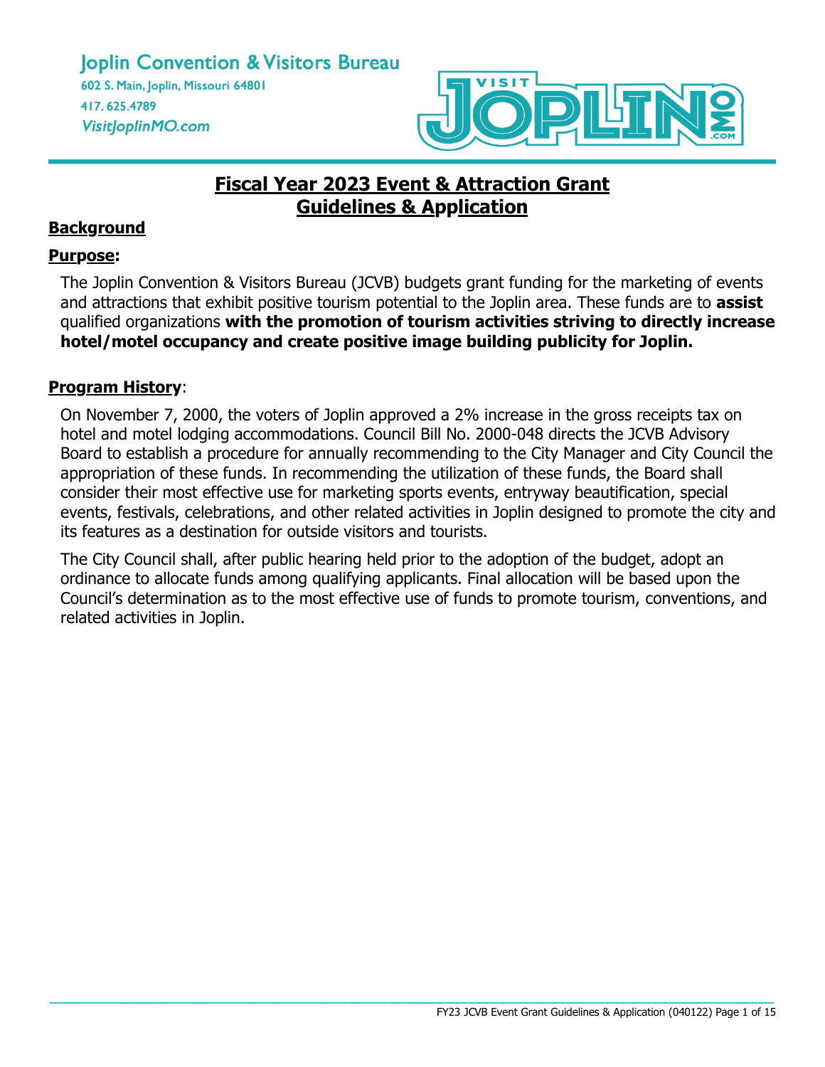Joplin Convention & Visitors Bureau

602 S. Main, Joplin, Missouri 64801

417. 625.4789

VisitJoplinMO.com

# Fiscal Year 2023 Event & Attraction Grant Guidelines & Application

## Background

### Purpose:

The Joplin Convention & Visitors Bureau (JCVB) budgets grant funding for the marketing of events and attractions that exhibit positive tourism potential to the Joplin area. These funds are to **assist** qualified organizations **with the promotion of tourism activities striving to directly increase hotel/motel occupancy and create positive image building publicity for Joplin.**

### Program History:

On November 7, 2000, the voters of Joplin approved a 2% increase in the gross receipts tax on hotel and motel lodging accommodations. Council Bill No. 2000-048 directs the JCVB Advisory Board to establish a procedure for annually recommending to the City Manager and City Council the appropriation of these funds. In recommending the utilization of these funds, the Board shall consider their most effective use for marketing sports events, entryway beautification, special events, festivals, celebrations, and other related activities in Joplin designed to promote the city and its features as a destination for outside visitors and tourists.

The City Council shall, after public hearing held prior to the adoption of the budget, adopt an ordinance to allocate funds among qualifying applicants. Final allocation will be based upon the Council's determination as to the most effective use of funds to promote tourism, conventions, and related activities in Joplin.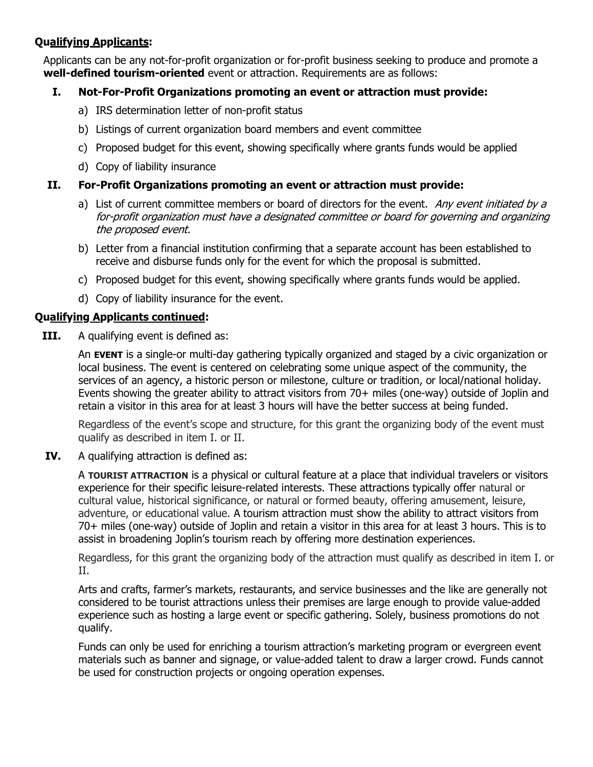**Qualifying Applicants:**

Applicants can be any not-for-profit organization or for-profit business seeking to produce and promote a **well-defined tourism-oriented** event or attraction. Requirements are as follows:

**I. Not-For-Profit Organizations promoting an event or attraction must provide:**

a) IRS determination letter of non-profit status

b) Listings of current organization board members and event committee

c) Proposed budget for this event, showing specifically where grants funds would be applied

d) Copy of liability insurance

**II. For-Profit Organizations promoting an event or attraction must provide:**

a) List of current committee members or board of directors for the event. *Any event initiated by a for-profit organization must have a designated committee or board for governing and organizing the proposed event.*

b) Letter from a financial institution confirming that a separate account has been established to receive and disburse funds only for the event for which the proposal is submitted.

c) Proposed budget for this event, showing specifically where grants funds would be applied.

d) Copy of liability insurance for the event.

**Qualifying Applicants continued:**

**III.** A qualifying event is defined as:

An **EVENT** is a single-or multi-day gathering typically organized and staged by a civic organization or local business. The event is centered on celebrating some unique aspect of the community, the services of an agency, a historic person or milestone, culture or tradition, or local/national holiday. Events showing the greater ability to attract visitors from 70+ miles (one-way) outside of Joplin and retain a visitor in this area for at least 3 hours will have the better success at being funded.

Regardless of the event's scope and structure, for this grant the organizing body of the event must qualify as described in item I. or II.

**IV.** A qualifying attraction is defined as:

A **TOURIST ATTRACTION** is a physical or cultural feature at a place that individual travelers or visitors experience for their specific leisure-related interests. These attractions typically offer natural or cultural value, historical significance, or natural or formed beauty, offering amusement, leisure, adventure, or educational value. A tourism attraction must show the ability to attract visitors from 70+ miles (one-way) outside of Joplin and retain a visitor in this area for at least 3 hours. This is to assist in broadening Joplin's tourism reach by offering more destination experiences.

Regardless, for this grant the organizing body of the attraction must qualify as described in item I. or II.

Arts and crafts, farmer's markets, restaurants, and service businesses and the like are generally not considered to be tourist attractions unless their premises are large enough to provide value-added experience such as hosting a large event or specific gathering. Solely, business promotions do not qualify.

Funds can only be used for enriching a tourism attraction's marketing program or evergreen event materials such as banner and signage, or value-added talent to draw a larger crowd. Funds cannot be used for construction projects or ongoing operation expenses.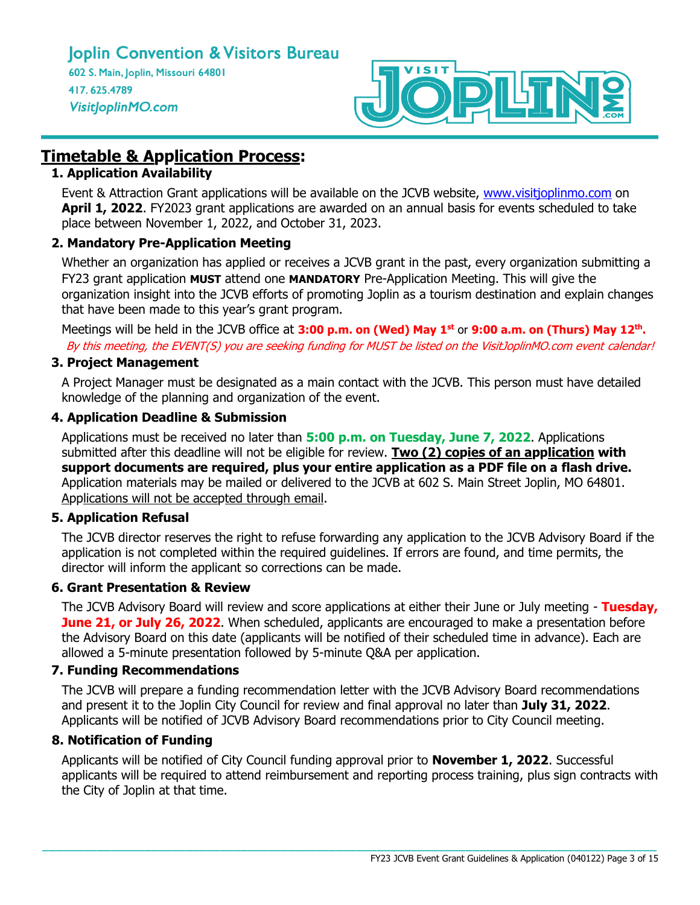Joplin Convention & Visitors Bureau
602 S. Main, Joplin, Missouri 64801
417. 625.4789
VisitJoplinMO.com

# Timetable & Application Process:

### 1. Application Availability

Event & Attraction Grant applications will be available on the JCVB website, www.visitjoplinmo.com on **April 1, 2022**. FY2023 grant applications are awarded on an annual basis for events scheduled to take place between November 1, 2022, and October 31, 2023.

### 2. Mandatory Pre-Application Meeting

Whether an organization has applied or receives a JCVB grant in the past, every organization submitting a FY23 grant application **MUST** attend one **MANDATORY** Pre-Application Meeting. This will give the organization insight into the JCVB efforts of promoting Joplin as a tourism destination and explain changes that have been made to this year's grant program.

Meetings will be held in the JCVB office at **3:00 p.m. on (Wed) May 1st** or **9:00 a.m. on (Thurs) May 12th.**
*By this meeting, the EVENT(S) you are seeking funding for MUST be listed on the VisitJoplinMO.com event calendar!*

### 3. Project Management

A Project Manager must be designated as a main contact with the JCVB. This person must have detailed knowledge of the planning and organization of the event.

### 4. Application Deadline & Submission

Applications must be received no later than **5:00 p.m. on Tuesday, June 7, 2022**. Applications submitted after this deadline will not be eligible for review. **Two (2) copies of an application with support documents are required, plus your entire application as a PDF file on a flash drive.** Application materials may be mailed or delivered to the JCVB at 602 S. Main Street Joplin, MO 64801. Applications will not be accepted through email.

### 5. Application Refusal

The JCVB director reserves the right to refuse forwarding any application to the JCVB Advisory Board if the application is not completed within the required guidelines. If errors are found, and time permits, the director will inform the applicant so corrections can be made.

### 6. Grant Presentation & Review

The JCVB Advisory Board will review and score applications at either their June or July meeting - **Tuesday, June 21, or July 26, 2022**. When scheduled, applicants are encouraged to make a presentation before the Advisory Board on this date (applicants will be notified of their scheduled time in advance). Each are allowed a 5-minute presentation followed by 5-minute Q&A per application.

### 7. Funding Recommendations

The JCVB will prepare a funding recommendation letter with the JCVB Advisory Board recommendations and present it to the Joplin City Council for review and final approval no later than **July 31, 2022**. Applicants will be notified of JCVB Advisory Board recommendations prior to City Council meeting.

### 8. Notification of Funding

Applicants will be notified of City Council funding approval prior to **November 1, 2022**. Successful applicants will be required to attend reimbursement and reporting process training, plus sign contracts with the City of Joplin at that time.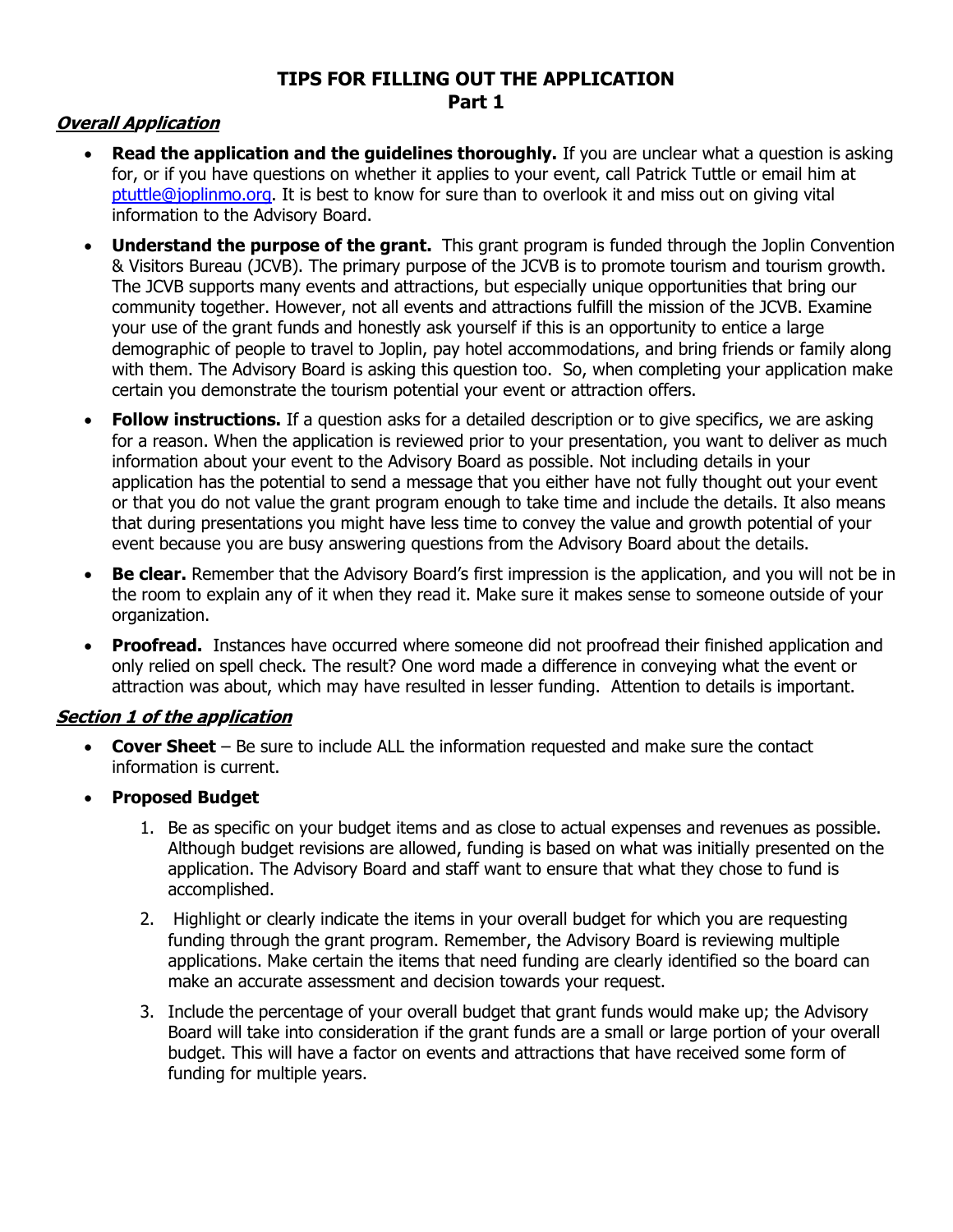# TIPS FOR FILLING OUT THE APPLICATION
## Part 1

### ***Overall Application***

- **Read the application and the guidelines thoroughly.** If you are unclear what a question is asking for, or if you have questions on whether it applies to your event, call Patrick Tuttle or email him at ptuttle@joplinmo.org. It is best to know for sure than to overlook it and miss out on giving vital information to the Advisory Board.
- **Understand the purpose of the grant.** This grant program is funded through the Joplin Convention & Visitors Bureau (JCVB). The primary purpose of the JCVB is to promote tourism and tourism growth. The JCVB supports many events and attractions, but especially unique opportunities that bring our community together. However, not all events and attractions fulfill the mission of the JCVB. Examine your use of the grant funds and honestly ask yourself if this is an opportunity to entice a large demographic of people to travel to Joplin, pay hotel accommodations, and bring friends or family along with them. The Advisory Board is asking this question too. So, when completing your application make certain you demonstrate the tourism potential your event or attraction offers.
- **Follow instructions.** If a question asks for a detailed description or to give specifics, we are asking for a reason. When the application is reviewed prior to your presentation, you want to deliver as much information about your event to the Advisory Board as possible. Not including details in your application has the potential to send a message that you either have not fully thought out your event or that you do not value the grant program enough to take time and include the details. It also means that during presentations you might have less time to convey the value and growth potential of your event because you are busy answering questions from the Advisory Board about the details.
- **Be clear.** Remember that the Advisory Board's first impression is the application, and you will not be in the room to explain any of it when they read it. Make sure it makes sense to someone outside of your organization.
- **Proofread.** Instances have occurred where someone did not proofread their finished application and only relied on spell check. The result? One word made a difference in conveying what the event or attraction was about, which may have resulted in lesser funding. Attention to details is important.

### ***Section 1 of the application***

- **Cover Sheet** – Be sure to include ALL the information requested and make sure the contact information is current.
- **Proposed Budget**
  1. Be as specific on your budget items and as close to actual expenses and revenues as possible. Although budget revisions are allowed, funding is based on what was initially presented on the application. The Advisory Board and staff want to ensure that what they chose to fund is accomplished.
  2. Highlight or clearly indicate the items in your overall budget for which you are requesting funding through the grant program. Remember, the Advisory Board is reviewing multiple applications. Make certain the items that need funding are clearly identified so the board can make an accurate assessment and decision towards your request.
  3. Include the percentage of your overall budget that grant funds would make up; the Advisory Board will take into consideration if the grant funds are a small or large portion of your overall budget. This will have a factor on events and attractions that have received some form of funding for multiple years.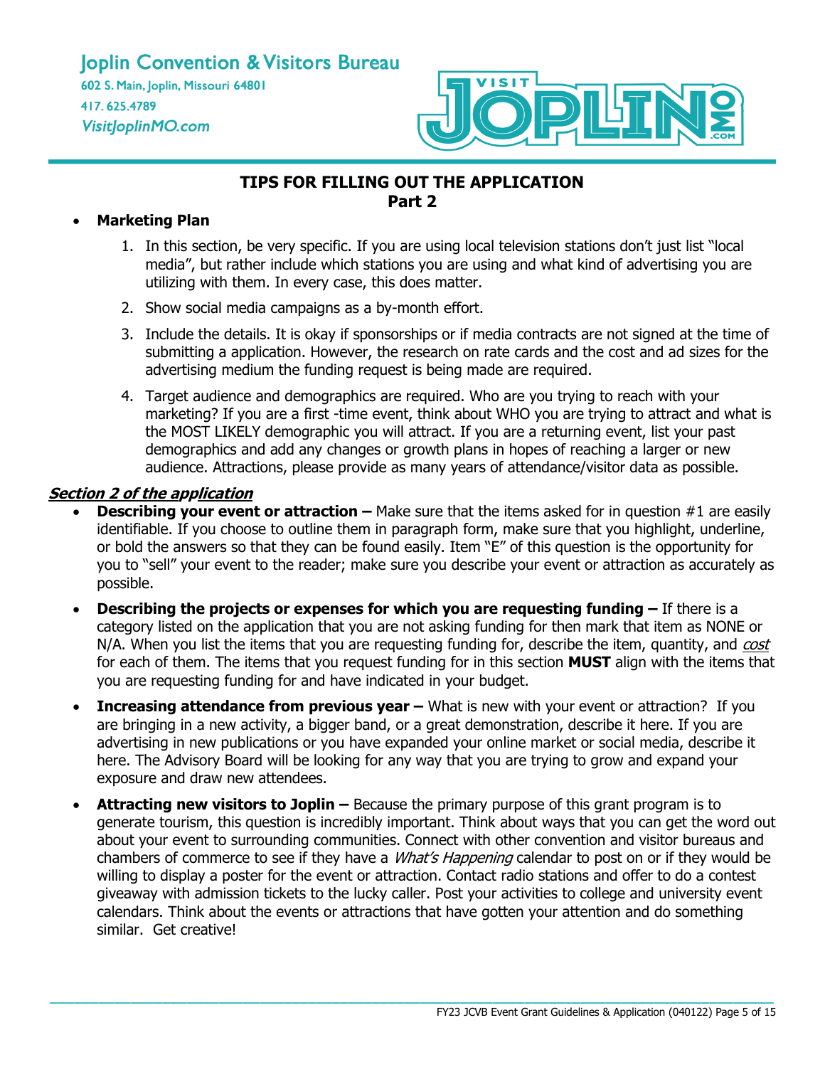Joplin Convention & Visitors Bureau
602 S. Main, Joplin, Missouri 64801
417. 625.4789
VisitJoplinMO.com

## TIPS FOR FILLING OUT THE APPLICATION
## Part 2

- **Marketing Plan**
  1. In this section, be very specific. If you are using local television stations don't just list "local media", but rather include which stations you are using and what kind of advertising you are utilizing with them. In every case, this does matter.
  2. Show social media campaigns as a by-month effort.
  3. Include the details. It is okay if sponsorships or if media contracts are not signed at the time of submitting a application. However, the research on rate cards and the cost and ad sizes for the advertising medium the funding request is being made are required.
  4. Target audience and demographics are required. Who are you trying to reach with your marketing? If you are a first -time event, think about WHO you are trying to attract and what is the MOST LIKELY demographic you will attract. If you are a returning event, list your past demographics and add any changes or growth plans in hopes of reaching a larger or new audience. Attractions, please provide as many years of attendance/visitor data as possible.

### ***Section 2 of the application***

- **Describing your event or attraction –** Make sure that the items asked for in question #1 are easily identifiable. If you choose to outline them in paragraph form, make sure that you highlight, underline, or bold the answers so that they can be found easily. Item "E" of this question is the opportunity for you to "sell" your event to the reader; make sure you describe your event or attraction as accurately as possible.
- **Describing the projects or expenses for which you are requesting funding –** If there is a category listed on the application that you are not asking funding for then mark that item as NONE or N/A. When you list the items that you are requesting funding for, describe the item, quantity, and *cost* for each of them. The items that you request funding for in this section **MUST** align with the items that you are requesting funding for and have indicated in your budget.
- **Increasing attendance from previous year –** What is new with your event or attraction? If you are bringing in a new activity, a bigger band, or a great demonstration, describe it here. If you are advertising in new publications or you have expanded your online market or social media, describe it here. The Advisory Board will be looking for any way that you are trying to grow and expand your exposure and draw new attendees.
- **Attracting new visitors to Joplin –** Because the primary purpose of this grant program is to generate tourism, this question is incredibly important. Think about ways that you can get the word out about your event to surrounding communities. Connect with other convention and visitor bureaus and chambers of commerce to see if they have a *What's Happening* calendar to post on or if they would be willing to display a poster for the event or attraction. Contact radio stations and offer to do a contest giveaway with admission tickets to the lucky caller. Post your activities to college and university event calendars. Think about the events or attractions that have gotten your attention and do something similar. Get creative!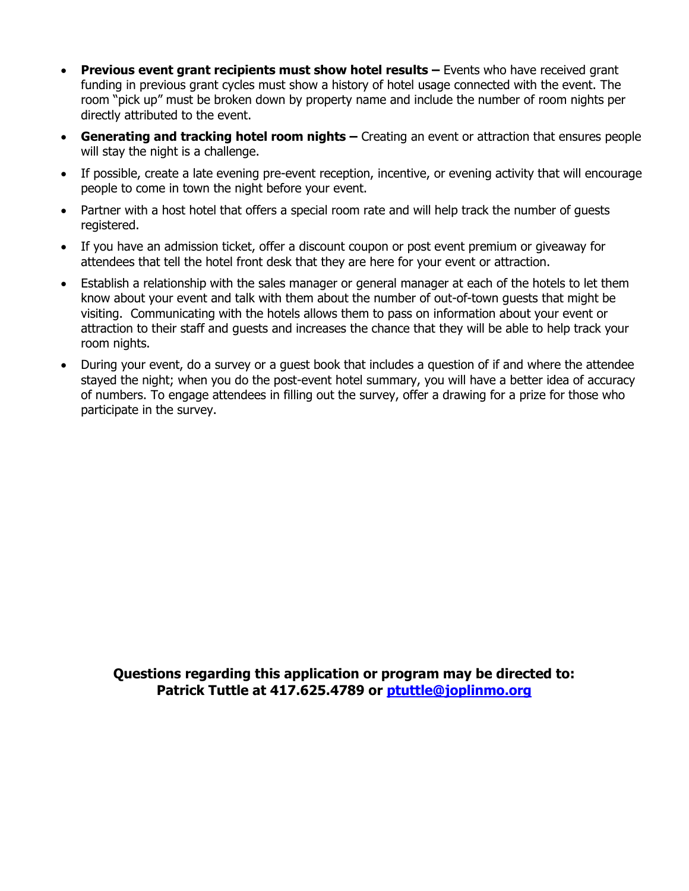- **Previous event grant recipients must show hotel results –** Events who have received grant funding in previous grant cycles must show a history of hotel usage connected with the event. The room "pick up" must be broken down by property name and include the number of room nights per directly attributed to the event.
- **Generating and tracking hotel room nights –** Creating an event or attraction that ensures people will stay the night is a challenge.
- If possible, create a late evening pre-event reception, incentive, or evening activity that will encourage people to come in town the night before your event.
- Partner with a host hotel that offers a special room rate and will help track the number of guests registered.
- If you have an admission ticket, offer a discount coupon or post event premium or giveaway for attendees that tell the hotel front desk that they are here for your event or attraction.
- Establish a relationship with the sales manager or general manager at each of the hotels to let them know about your event and talk with them about the number of out-of-town guests that might be visiting. Communicating with the hotels allows them to pass on information about your event or attraction to their staff and guests and increases the chance that they will be able to help track your room nights.
- During your event, do a survey or a guest book that includes a question of if and where the attendee stayed the night; when you do the post-event hotel summary, you will have a better idea of accuracy of numbers. To engage attendees in filling out the survey, offer a drawing for a prize for those who participate in the survey.

**Questions regarding this application or program may be directed to:**
**Patrick Tuttle at 417.625.4789 or [ptuttle@joplinmo.org](mailto:ptuttle@joplinmo.org)**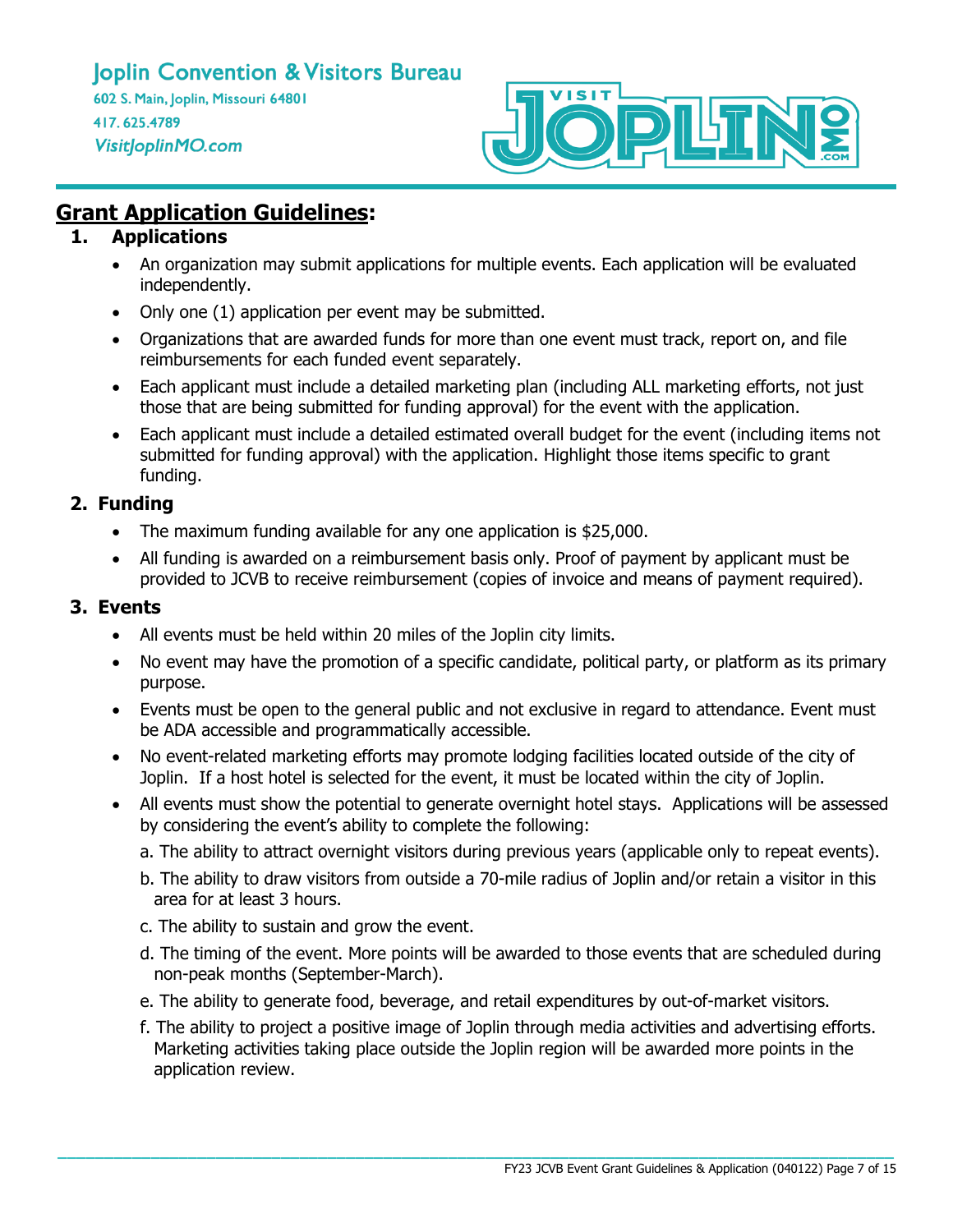Joplin Convention & Visitors Bureau
602 S. Main, Joplin, Missouri 64801
417. 625.4789
VisitJoplinMO.com

## Grant Application Guidelines:

### 1. Applications

- An organization may submit applications for multiple events. Each application will be evaluated independently.
- Only one (1) application per event may be submitted.
- Organizations that are awarded funds for more than one event must track, report on, and file reimbursements for each funded event separately.
- Each applicant must include a detailed marketing plan (including ALL marketing efforts, not just those that are being submitted for funding approval) for the event with the application.
- Each applicant must include a detailed estimated overall budget for the event (including items not submitted for funding approval) with the application. Highlight those items specific to grant funding.

### 2. Funding

- The maximum funding available for any one application is $25,000.
- All funding is awarded on a reimbursement basis only. Proof of payment by applicant must be provided to JCVB to receive reimbursement (copies of invoice and means of payment required).

### 3. Events

- All events must be held within 20 miles of the Joplin city limits.
- No event may have the promotion of a specific candidate, political party, or platform as its primary purpose.
- Events must be open to the general public and not exclusive in regard to attendance. Event must be ADA accessible and programmatically accessible.
- No event-related marketing efforts may promote lodging facilities located outside of the city of Joplin. If a host hotel is selected for the event, it must be located within the city of Joplin.
- All events must show the potential to generate overnight hotel stays. Applications will be assessed by considering the event's ability to complete the following:
  - a. The ability to attract overnight visitors during previous years (applicable only to repeat events).
  - b. The ability to draw visitors from outside a 70-mile radius of Joplin and/or retain a visitor in this area for at least 3 hours.
  - c. The ability to sustain and grow the event.
  - d. The timing of the event. More points will be awarded to those events that are scheduled during non-peak months (September-March).
  - e. The ability to generate food, beverage, and retail expenditures by out-of-market visitors.
  - f. The ability to project a positive image of Joplin through media activities and advertising efforts. Marketing activities taking place outside the Joplin region will be awarded more points in the application review.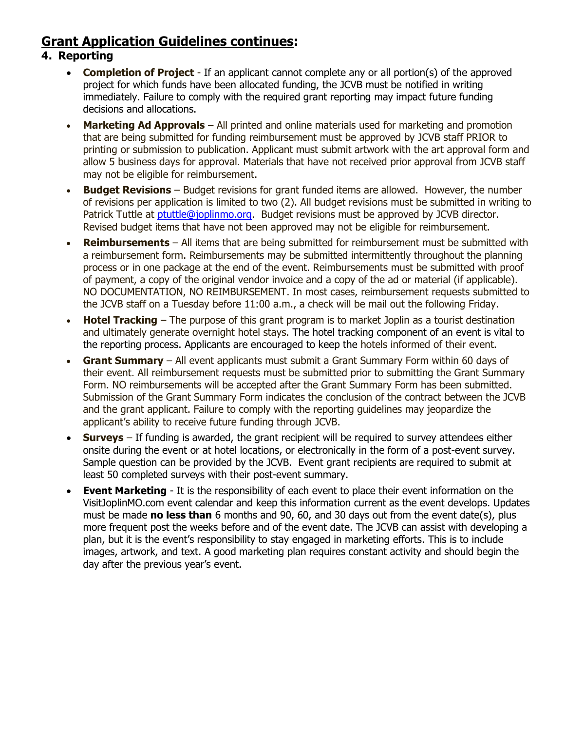## **Grant Application Guidelines continues:**

### 4. Reporting

- **Completion of Project** - If an applicant cannot complete any or all portion(s) of the approved project for which funds have been allocated funding, the JCVB must be notified in writing immediately. Failure to comply with the required grant reporting may impact future funding decisions and allocations.
- **Marketing Ad Approvals** – All printed and online materials used for marketing and promotion that are being submitted for funding reimbursement must be approved by JCVB staff PRIOR to printing or submission to publication. Applicant must submit artwork with the art approval form and allow 5 business days for approval. Materials that have not received prior approval from JCVB staff may not be eligible for reimbursement.
- **Budget Revisions** – Budget revisions for grant funded items are allowed. However, the number of revisions per application is limited to two (2). All budget revisions must be submitted in writing to Patrick Tuttle at ptuttle@joplinmo.org. Budget revisions must be approved by JCVB director. Revised budget items that have not been approved may not be eligible for reimbursement.
- **Reimbursements** – All items that are being submitted for reimbursement must be submitted with a reimbursement form. Reimbursements may be submitted intermittently throughout the planning process or in one package at the end of the event. Reimbursements must be submitted with proof of payment, a copy of the original vendor invoice and a copy of the ad or material (if applicable). NO DOCUMENTATION, NO REIMBURSEMENT. In most cases, reimbursement requests submitted to the JCVB staff on a Tuesday before 11:00 a.m., a check will be mail out the following Friday.
- **Hotel Tracking** – The purpose of this grant program is to market Joplin as a tourist destination and ultimately generate overnight hotel stays. The hotel tracking component of an event is vital to the reporting process. Applicants are encouraged to keep the hotels informed of their event.
- **Grant Summary** – All event applicants must submit a Grant Summary Form within 60 days of their event. All reimbursement requests must be submitted prior to submitting the Grant Summary Form. NO reimbursements will be accepted after the Grant Summary Form has been submitted. Submission of the Grant Summary Form indicates the conclusion of the contract between the JCVB and the grant applicant. Failure to comply with the reporting guidelines may jeopardize the applicant's ability to receive future funding through JCVB.
- **Surveys** – If funding is awarded, the grant recipient will be required to survey attendees either onsite during the event or at hotel locations, or electronically in the form of a post-event survey. Sample question can be provided by the JCVB. Event grant recipients are required to submit at least 50 completed surveys with their post-event summary.
- **Event Marketing** - It is the responsibility of each event to place their event information on the VisitJoplinMO.com event calendar and keep this information current as the event develops. Updates must be made **no less than** 6 months and 90, 60, and 30 days out from the event date(s), plus more frequent post the weeks before and of the event date. The JCVB can assist with developing a plan, but it is the event's responsibility to stay engaged in marketing efforts. This is to include images, artwork, and text. A good marketing plan requires constant activity and should begin the day after the previous year's event.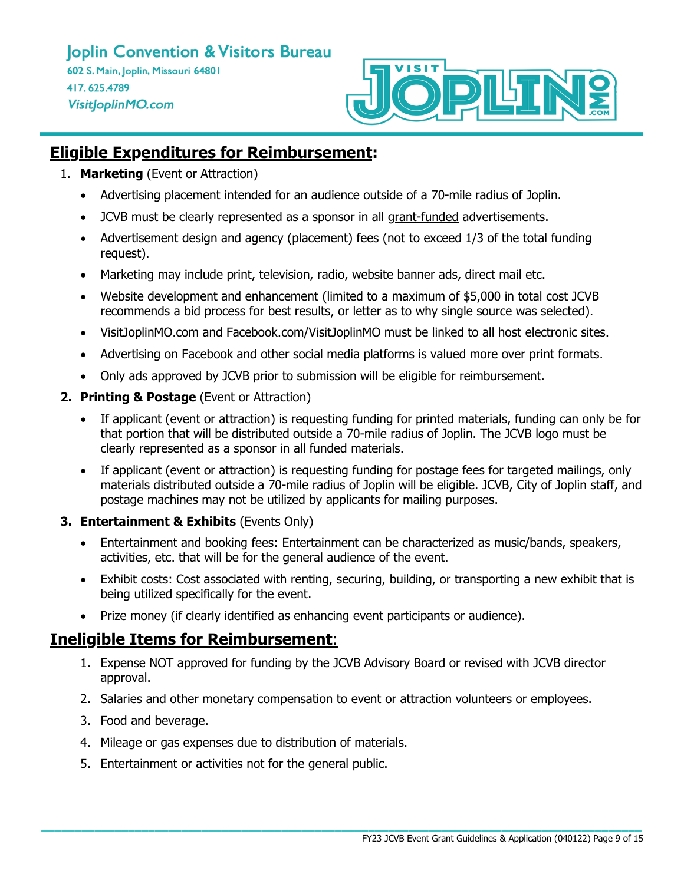Joplin Convention & Visitors Bureau
602 S. Main, Joplin, Missouri 64801
417. 625.4789
VisitJoplinMO.com

## Eligible Expenditures for Reimbursement:

1. **Marketing** (Event or Attraction)
   - Advertising placement intended for an audience outside of a 70-mile radius of Joplin.
   - JCVB must be clearly represented as a sponsor in all grant-funded advertisements.
   - Advertisement design and agency (placement) fees (not to exceed 1/3 of the total funding request).
   - Marketing may include print, television, radio, website banner ads, direct mail etc.
   - Website development and enhancement (limited to a maximum of $5,000 in total cost JCVB recommends a bid process for best results, or letter as to why single source was selected).
   - VisitJoplinMO.com and Facebook.com/VisitJoplinMO must be linked to all host electronic sites.
   - Advertising on Facebook and other social media platforms is valued more over print formats.
   - Only ads approved by JCVB prior to submission will be eligible for reimbursement.

2. **Printing & Postage** (Event or Attraction)
   - If applicant (event or attraction) is requesting funding for printed materials, funding can only be for that portion that will be distributed outside a 70-mile radius of Joplin. The JCVB logo must be clearly represented as a sponsor in all funded materials.
   - If applicant (event or attraction) is requesting funding for postage fees for targeted mailings, only materials distributed outside a 70-mile radius of Joplin will be eligible. JCVB, City of Joplin staff, and postage machines may not be utilized by applicants for mailing purposes.

3. **Entertainment & Exhibits** (Events Only)
   - Entertainment and booking fees: Entertainment can be characterized as music/bands, speakers, activities, etc. that will be for the general audience of the event.
   - Exhibit costs: Cost associated with renting, securing, building, or transporting a new exhibit that is being utilized specifically for the event.
   - Prize money (if clearly identified as enhancing event participants or audience).

## Ineligible Items for Reimbursement:

1. Expense NOT approved for funding by the JCVB Advisory Board or revised with JCVB director approval.
2. Salaries and other monetary compensation to event or attraction volunteers or employees.
3. Food and beverage.
4. Mileage or gas expenses due to distribution of materials.
5. Entertainment or activities not for the general public.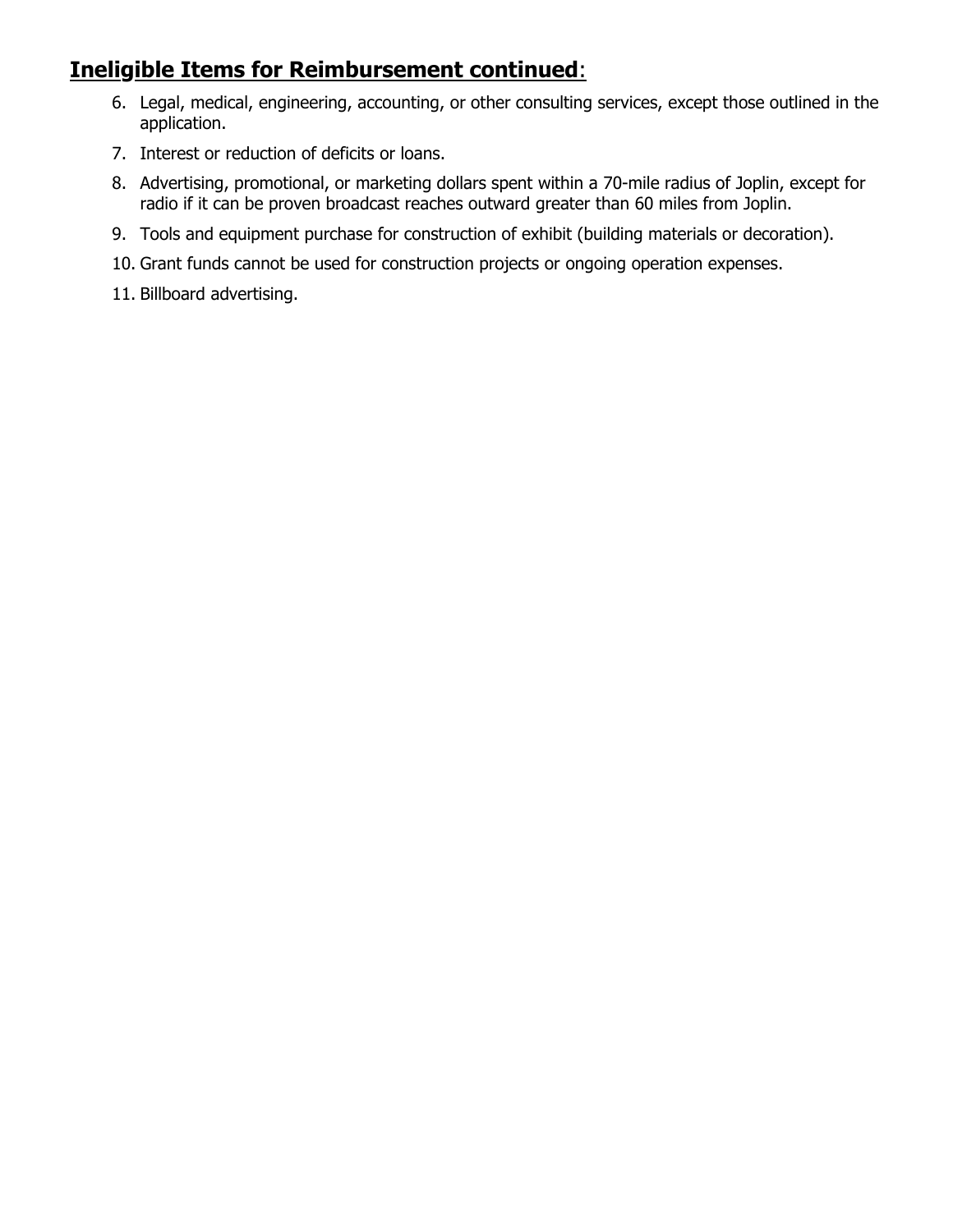## **Ineligible Items for Reimbursement continued**:

6. Legal, medical, engineering, accounting, or other consulting services, except those outlined in the application.
7. Interest or reduction of deficits or loans.
8. Advertising, promotional, or marketing dollars spent within a 70-mile radius of Joplin, except for radio if it can be proven broadcast reaches outward greater than 60 miles from Joplin.
9. Tools and equipment purchase for construction of exhibit (building materials or decoration).
10. Grant funds cannot be used for construction projects or ongoing operation expenses.
11. Billboard advertising.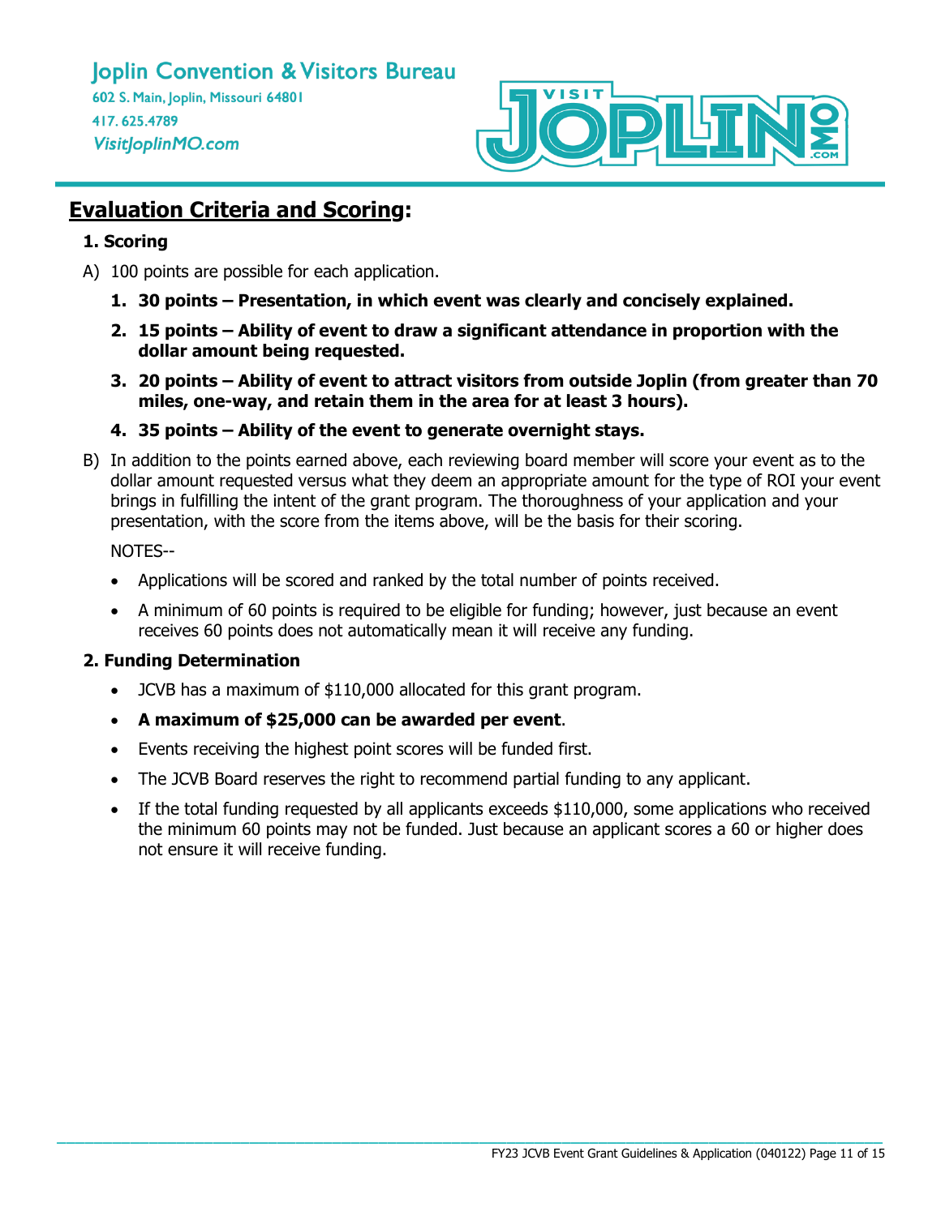# **Evaluation Criteria and Scoring:**

### 1. Scoring

A) 100 points are possible for each application.

1. **30 points – Presentation, in which event was clearly and concisely explained.**
2. **15 points – Ability of event to draw a significant attendance in proportion with the dollar amount being requested.**
3. **20 points – Ability of event to attract visitors from outside Joplin (from greater than 70 miles, one-way, and retain them in the area for at least 3 hours).**
4. **35 points – Ability of the event to generate overnight stays.**

B) In addition to the points earned above, each reviewing board member will score your event as to the dollar amount requested versus what they deem an appropriate amount for the type of ROI your event brings in fulfilling the intent of the grant program. The thoroughness of your application and your presentation, with the score from the items above, will be the basis for their scoring.

NOTES--

- Applications will be scored and ranked by the total number of points received.
- A minimum of 60 points is required to be eligible for funding; however, just because an event receives 60 points does not automatically mean it will receive any funding.

### 2. Funding Determination

- JCVB has a maximum of $110,000 allocated for this grant program.
- **A maximum of $25,000 can be awarded per event**.
- Events receiving the highest point scores will be funded first.
- The JCVB Board reserves the right to recommend partial funding to any applicant.
- If the total funding requested by all applicants exceeds $110,000, some applications who received the minimum 60 points may not be funded. Just because an applicant scores a 60 or higher does not ensure it will receive funding.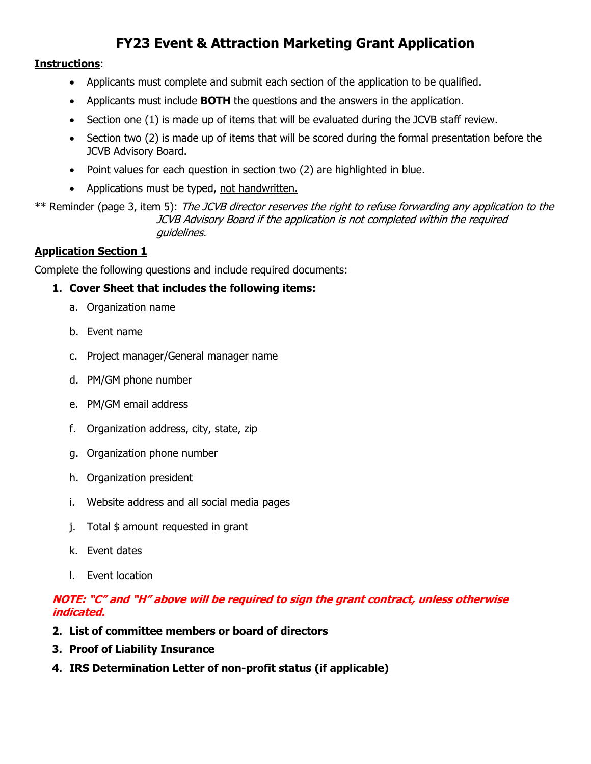# FY23 Event & Attraction Marketing Grant Application

**Instructions**:

- Applicants must complete and submit each section of the application to be qualified.
- Applicants must include **BOTH** the questions and the answers in the application.
- Section one (1) is made up of items that will be evaluated during the JCVB staff review.
- Section two (2) is made up of items that will be scored during the formal presentation before the JCVB Advisory Board.
- Point values for each question in section two (2) are highlighted in blue.
- Applications must be typed, not handwritten.

** Reminder (page 3, item 5): *The JCVB director reserves the right to refuse forwarding any application to the JCVB Advisory Board if the application is not completed within the required guidelines.*

**Application Section 1**

Complete the following questions and include required documents:

1. **Cover Sheet that includes the following items:**
   a. Organization name
   b. Event name
   c. Project manager/General manager name
   d. PM/GM phone number
   e. PM/GM email address
   f. Organization address, city, state, zip
   g. Organization phone number
   h. Organization president
   i. Website address and all social media pages
   j. Total $ amount requested in grant
   k. Event dates
   l. Event location

   ***NOTE: "C" and "H" above will be required to sign the grant contract, unless otherwise indicated.***

2. **List of committee members or board of directors**
3. **Proof of Liability Insurance**
4. **IRS Determination Letter of non-profit status (if applicable)**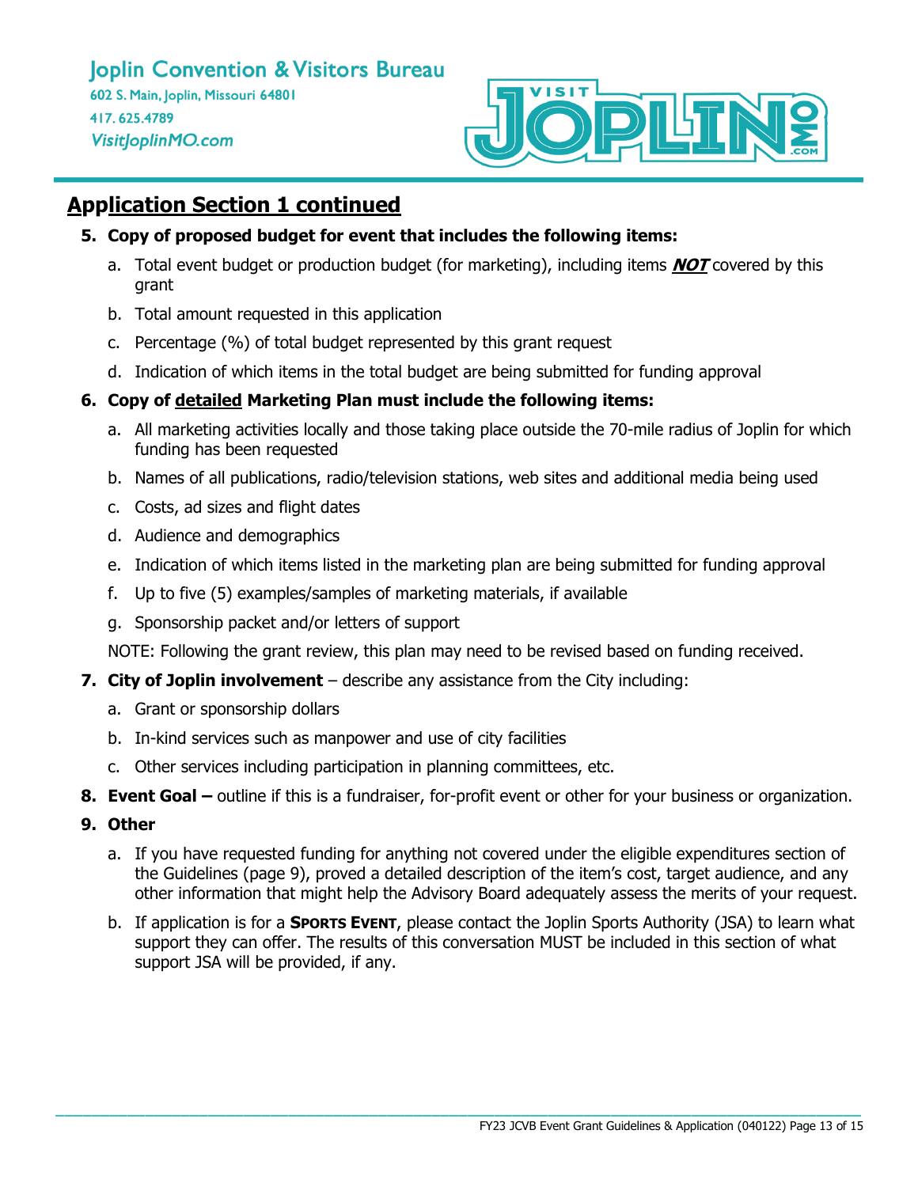## Application Section 1 continued

5. **Copy of proposed budget for event that includes the following items:**
   a. Total event budget or production budget (for marketing), including items ***NOT*** covered by this grant
   b. Total amount requested in this application
   c. Percentage (%) of total budget represented by this grant request
   d. Indication of which items in the total budget are being submitted for funding approval

6. **Copy of detailed Marketing Plan must include the following items:**
   a. All marketing activities locally and those taking place outside the 70-mile radius of Joplin for which funding has been requested
   b. Names of all publications, radio/television stations, web sites and additional media being used
   c. Costs, ad sizes and flight dates
   d. Audience and demographics
   e. Indication of which items listed in the marketing plan are being submitted for funding approval
   f. Up to five (5) examples/samples of marketing materials, if available
   g. Sponsorship packet and/or letters of support

   NOTE: Following the grant review, this plan may need to be revised based on funding received.

7. **City of Joplin involvement** – describe any assistance from the City including:
   a. Grant or sponsorship dollars
   b. In-kind services such as manpower and use of city facilities
   c. Other services including participation in planning committees, etc.

8. **Event Goal –** outline if this is a fundraiser, for-profit event or other for your business or organization.

9. **Other**
   a. If you have requested funding for anything not covered under the eligible expenditures section of the Guidelines (page 9), proved a detailed description of the item's cost, target audience, and any other information that might help the Advisory Board adequately assess the merits of your request.
   b. If application is for a **SPORTS EVENT**, please contact the Joplin Sports Authority (JSA) to learn what support they can offer. The results of this conversation MUST be included in this section of what support JSA will be provided, if any.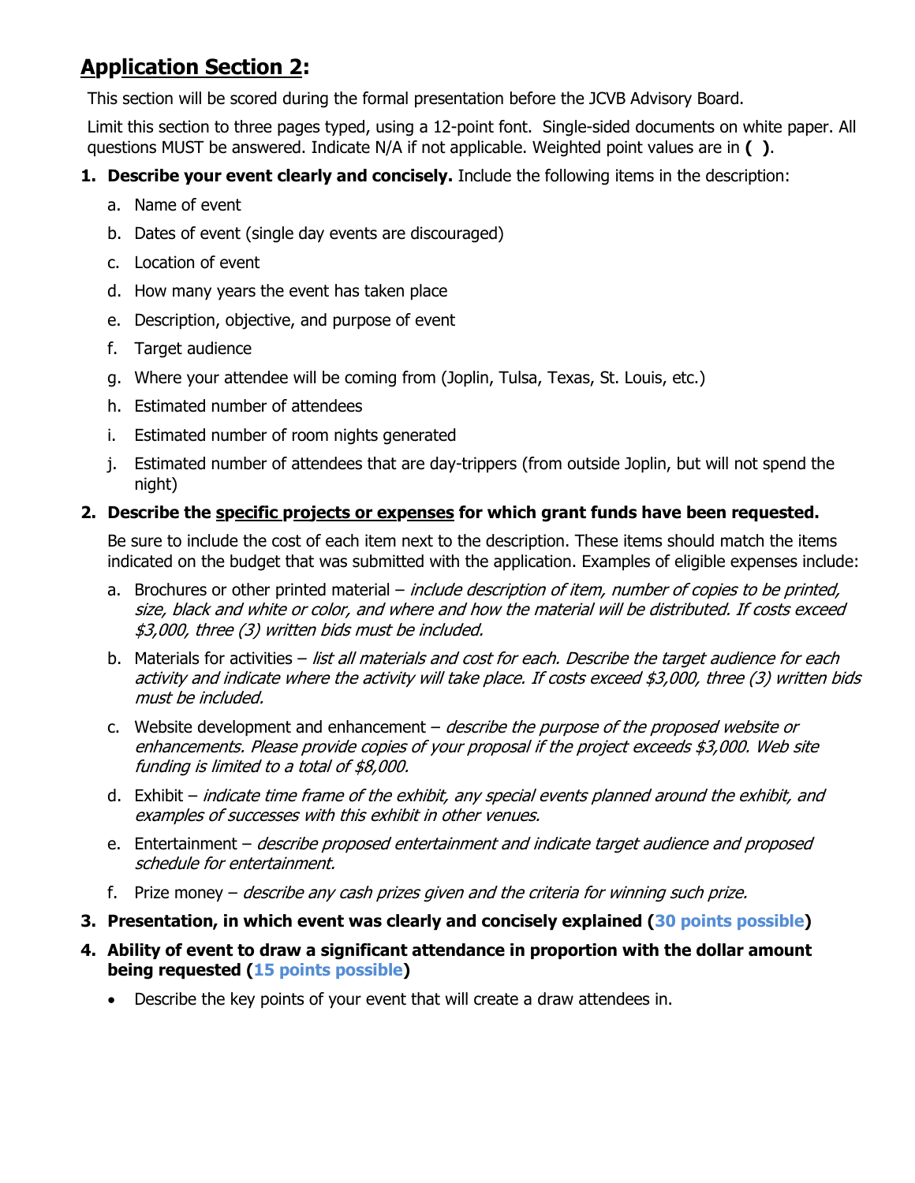## Application Section 2:

This section will be scored during the formal presentation before the JCVB Advisory Board.

Limit this section to three pages typed, using a 12-point font. Single-sided documents on white paper. All questions MUST be answered. Indicate N/A if not applicable. Weighted point values are in **( )**.

1. **Describe your event clearly and concisely.** Include the following items in the description:
   a. Name of event
   b. Dates of event (single day events are discouraged)
   c. Location of event
   d. How many years the event has taken place
   e. Description, objective, and purpose of event
   f. Target audience
   g. Where your attendee will be coming from (Joplin, Tulsa, Texas, St. Louis, etc.)
   h. Estimated number of attendees
   i. Estimated number of room nights generated
   j. Estimated number of attendees that are day-trippers (from outside Joplin, but will not spend the night)

2. **Describe the <u>specific projects or expenses</u> for which grant funds have been requested.**

   Be sure to include the cost of each item next to the description. These items should match the items indicated on the budget that was submitted with the application. Examples of eligible expenses include:

   a. Brochures or other printed material – *include description of item, number of copies to be printed, size, black and white or color, and where and how the material will be distributed. If costs exceed $3,000, three (3) written bids must be included.*
   b. Materials for activities – *list all materials and cost for each. Describe the target audience for each activity and indicate where the activity will take place. If costs exceed $3,000, three (3) written bids must be included.*
   c. Website development and enhancement – *describe the purpose of the proposed website or enhancements. Please provide copies of your proposal if the project exceeds $3,000. Web site funding is limited to a total of $8,000.*
   d. Exhibit – *indicate time frame of the exhibit, any special events planned around the exhibit, and examples of successes with this exhibit in other venues.*
   e. Entertainment – *describe proposed entertainment and indicate target audience and proposed schedule for entertainment.*
   f. Prize money – *describe any cash prizes given and the criteria for winning such prize.*

3. **Presentation, in which event was clearly and concisely explained (30 points possible)**

4. **Ability of event to draw a significant attendance in proportion with the dollar amount being requested (15 points possible)**
   - Describe the key points of your event that will create a draw attendees in.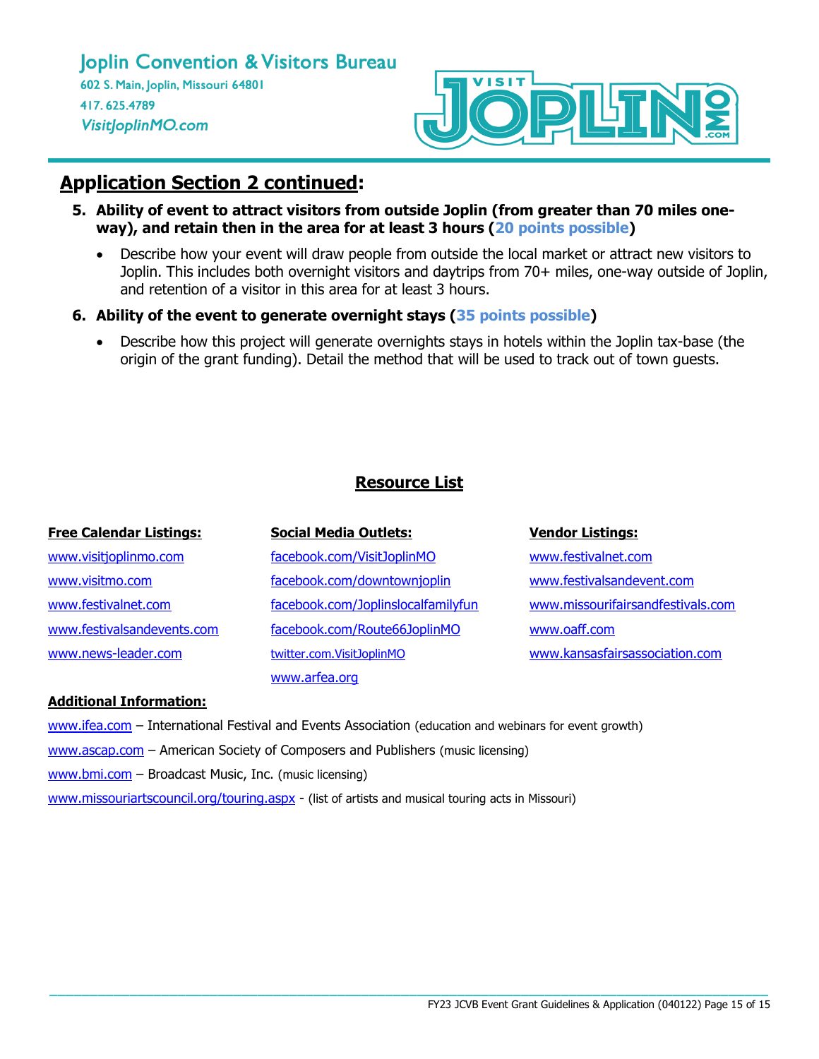Joplin Convention & Visitors Bureau

602 S. Main, Joplin, Missouri 64801

417.625.4789

VisitJoplinMO.com

## Application Section 2 continued:

5. **Ability of event to attract visitors from outside Joplin (from greater than 70 miles one-way), and retain then in the area for at least 3 hours (20 points possible)**
   - Describe how your event will draw people from outside the local market or attract new visitors to Joplin. This includes both overnight visitors and daytrips from 70+ miles, one-way outside of Joplin, and retention of a visitor in this area for at least 3 hours.

6. **Ability of the event to generate overnight stays (35 points possible)**
   - Describe how this project will generate overnights stays in hotels within the Joplin tax-base (the origin of the grant funding). Detail the method that will be used to track out of town guests.

## Resource List

**Free Calendar Listings:**

www.visitjoplinmo.com
www.visitmo.com
www.festivalnet.com
www.festivalsandevents.com
www.news-leader.com

**Social Media Outlets:**

facebook.com/VisitJoplinMO
facebook.com/downtownjoplin
facebook.com/Joplinslocalfamilyfun
facebook.com/Route66JoplinMO
twitter.com.VisitJoplinMO
www.arfea.org

**Vendor Listings:**

www.festivalnet.com
www.festivalsandevent.com
www.missourifairsandfestivals.com
www.oaff.com
www.kansasfairsassociation.com

**Additional Information:**

www.ifea.com – International Festival and Events Association (education and webinars for event growth)
www.ascap.com – American Society of Composers and Publishers (music licensing)
www.bmi.com – Broadcast Music, Inc. (music licensing)
www.missouriartscouncil.org/touring.aspx - (list of artists and musical touring acts in Missouri)